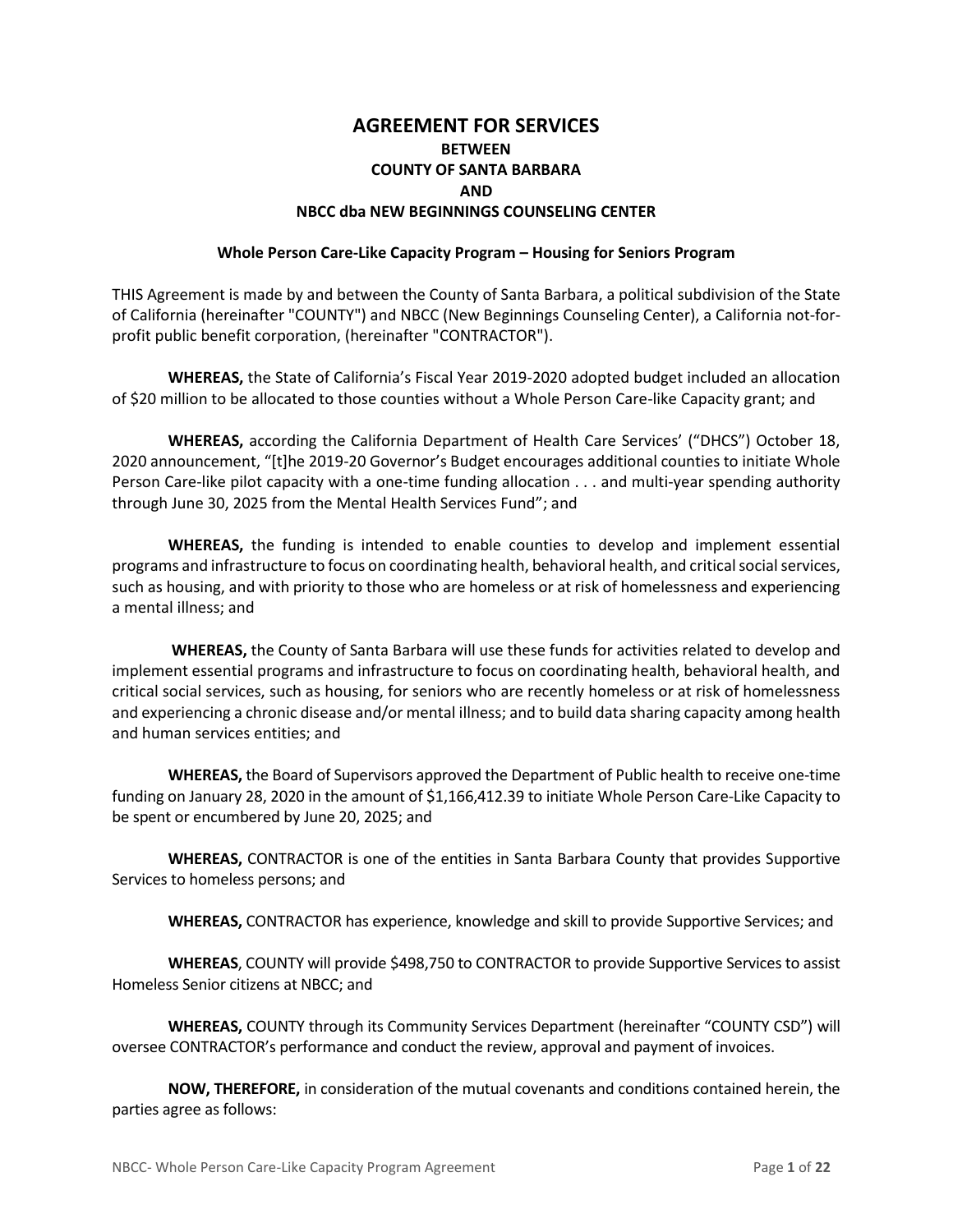# AGREEMENT FOR SERVICES

## BETWEEN
## COUNTY OF SANTA BARBARA
## AND
## NBCC dba NEW BEGINNINGS COUNSELING CENTER

### Whole Person Care-Like Capacity Program – Housing for Seniors Program

THIS Agreement is made by and between the County of Santa Barbara, a political subdivision of the State of California (hereinafter "COUNTY") and NBCC (New Beginnings Counseling Center), a California not-for-profit public benefit corporation, (hereinafter "CONTRACTOR").

**WHEREAS,** the State of California's Fiscal Year 2019-2020 adopted budget included an allocation of $20 million to be allocated to those counties without a Whole Person Care-like Capacity grant; and

**WHEREAS,** according the California Department of Health Care Services' ("DHCS") October 18, 2020 announcement, "[t]he 2019-20 Governor's Budget encourages additional counties to initiate Whole Person Care-like pilot capacity with a one-time funding allocation . . . and multi-year spending authority through June 30, 2025 from the Mental Health Services Fund"; and

**WHEREAS,** the funding is intended to enable counties to develop and implement essential programs and infrastructure to focus on coordinating health, behavioral health, and critical social services, such as housing, and with priority to those who are homeless or at risk of homelessness and experiencing a mental illness; and

**WHEREAS,** the County of Santa Barbara will use these funds for activities related to develop and implement essential programs and infrastructure to focus on coordinating health, behavioral health, and critical social services, such as housing, for seniors who are recently homeless or at risk of homelessness and experiencing a chronic disease and/or mental illness; and to build data sharing capacity among health and human services entities; and

**WHEREAS,** the Board of Supervisors approved the Department of Public health to receive one-time funding on January 28, 2020 in the amount of $1,166,412.39 to initiate Whole Person Care-Like Capacity to be spent or encumbered by June 20, 2025; and

**WHEREAS,** CONTRACTOR is one of the entities in Santa Barbara County that provides Supportive Services to homeless persons; and

**WHEREAS,** CONTRACTOR has experience, knowledge and skill to provide Supportive Services; and

**WHEREAS**, COUNTY will provide $498,750 to CONTRACTOR to provide Supportive Services to assist Homeless Senior citizens at NBCC; and

**WHEREAS,** COUNTY through its Community Services Department (hereinafter "COUNTY CSD") will oversee CONTRACTOR's performance and conduct the review, approval and payment of invoices.

**NOW, THEREFORE,** in consideration of the mutual covenants and conditions contained herein, the parties agree as follows: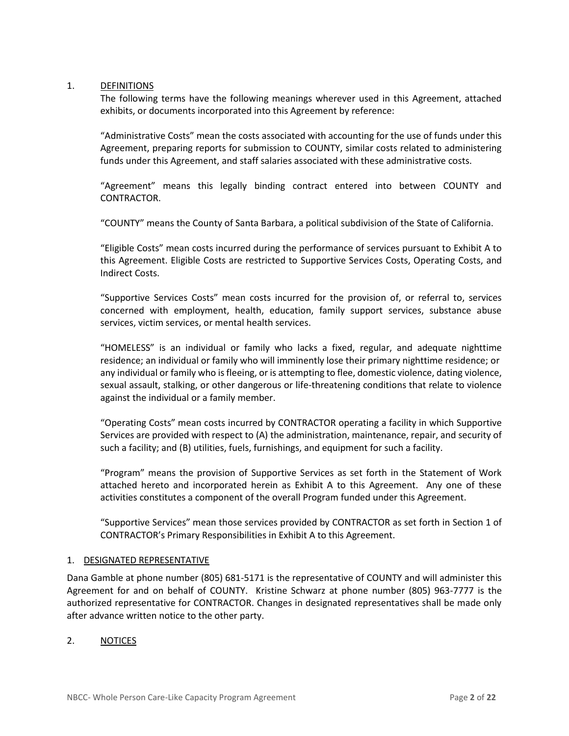1. <u>DEFINITIONS</u>

The following terms have the following meanings wherever used in this Agreement, attached exhibits, or documents incorporated into this Agreement by reference:

"Administrative Costs" mean the costs associated with accounting for the use of funds under this Agreement, preparing reports for submission to COUNTY, similar costs related to administering funds under this Agreement, and staff salaries associated with these administrative costs.

"Agreement" means this legally binding contract entered into between COUNTY and CONTRACTOR.

"COUNTY" means the County of Santa Barbara, a political subdivision of the State of California.

"Eligible Costs" mean costs incurred during the performance of services pursuant to Exhibit A to this Agreement. Eligible Costs are restricted to Supportive Services Costs, Operating Costs, and Indirect Costs.

"Supportive Services Costs" mean costs incurred for the provision of, or referral to, services concerned with employment, health, education, family support services, substance abuse services, victim services, or mental health services.

"HOMELESS" is an individual or family who lacks a fixed, regular, and adequate nighttime residence; an individual or family who will imminently lose their primary nighttime residence; or any individual or family who is fleeing, or is attempting to flee, domestic violence, dating violence, sexual assault, stalking, or other dangerous or life-threatening conditions that relate to violence against the individual or a family member.

"Operating Costs" mean costs incurred by CONTRACTOR operating a facility in which Supportive Services are provided with respect to (A) the administration, maintenance, repair, and security of such a facility; and (B) utilities, fuels, furnishings, and equipment for such a facility.

"Program" means the provision of Supportive Services as set forth in the Statement of Work attached hereto and incorporated herein as Exhibit A to this Agreement. Any one of these activities constitutes a component of the overall Program funded under this Agreement.

"Supportive Services" mean those services provided by CONTRACTOR as set forth in Section 1 of CONTRACTOR's Primary Responsibilities in Exhibit A to this Agreement.

1. <u>DESIGNATED REPRESENTATIVE</u>

Dana Gamble at phone number (805) 681-5171 is the representative of COUNTY and will administer this Agreement for and on behalf of COUNTY. Kristine Schwarz at phone number (805) 963-7777 is the authorized representative for CONTRACTOR. Changes in designated representatives shall be made only after advance written notice to the other party.

2. <u>NOTICES</u>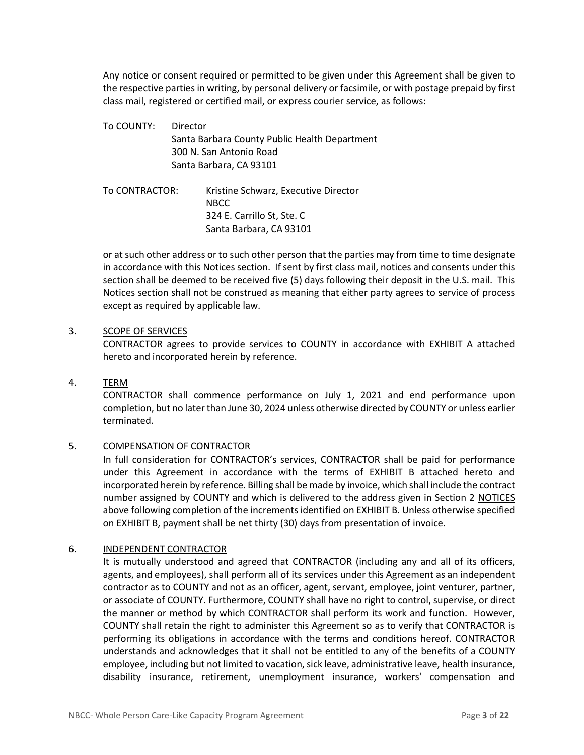Any notice or consent required or permitted to be given under this Agreement shall be given to the respective parties in writing, by personal delivery or facsimile, or with postage prepaid by first class mail, registered or certified mail, or express courier service, as follows:

To COUNTY: Director
Santa Barbara County Public Health Department
300 N. San Antonio Road
Santa Barbara, CA 93101

To CONTRACTOR: Kristine Schwarz, Executive Director
NBCC
324 E. Carrillo St, Ste. C
Santa Barbara, CA 93101

or at such other address or to such other person that the parties may from time to time designate in accordance with this Notices section. If sent by first class mail, notices and consents under this section shall be deemed to be received five (5) days following their deposit in the U.S. mail. This Notices section shall not be construed as meaning that either party agrees to service of process except as required by applicable law.

3. SCOPE OF SERVICES

CONTRACTOR agrees to provide services to COUNTY in accordance with EXHIBIT A attached hereto and incorporated herein by reference.

4. TERM

CONTRACTOR shall commence performance on July 1, 2021 and end performance upon completion, but no later than June 30, 2024 unless otherwise directed by COUNTY or unless earlier terminated.

5. COMPENSATION OF CONTRACTOR

In full consideration for CONTRACTOR's services, CONTRACTOR shall be paid for performance under this Agreement in accordance with the terms of EXHIBIT B attached hereto and incorporated herein by reference. Billing shall be made by invoice, which shall include the contract number assigned by COUNTY and which is delivered to the address given in Section 2 NOTICES above following completion of the increments identified on EXHIBIT B. Unless otherwise specified on EXHIBIT B, payment shall be net thirty (30) days from presentation of invoice.

6. INDEPENDENT CONTRACTOR

It is mutually understood and agreed that CONTRACTOR (including any and all of its officers, agents, and employees), shall perform all of its services under this Agreement as an independent contractor as to COUNTY and not as an officer, agent, servant, employee, joint venturer, partner, or associate of COUNTY. Furthermore, COUNTY shall have no right to control, supervise, or direct the manner or method by which CONTRACTOR shall perform its work and function. However, COUNTY shall retain the right to administer this Agreement so as to verify that CONTRACTOR is performing its obligations in accordance with the terms and conditions hereof. CONTRACTOR understands and acknowledges that it shall not be entitled to any of the benefits of a COUNTY employee, including but not limited to vacation, sick leave, administrative leave, health insurance, disability insurance, retirement, unemployment insurance, workers' compensation and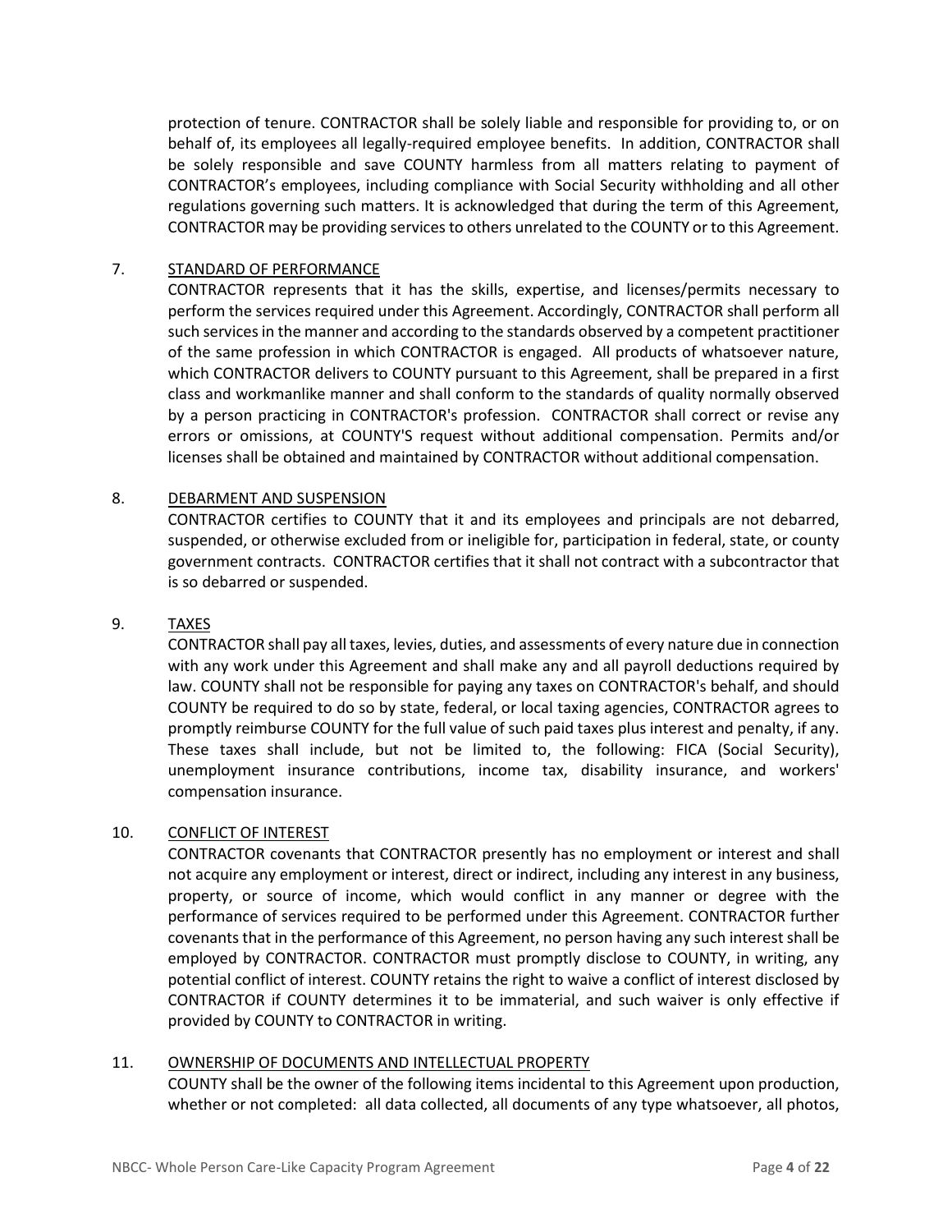protection of tenure. CONTRACTOR shall be solely liable and responsible for providing to, or on behalf of, its employees all legally-required employee benefits. In addition, CONTRACTOR shall be solely responsible and save COUNTY harmless from all matters relating to payment of CONTRACTOR's employees, including compliance with Social Security withholding and all other regulations governing such matters. It is acknowledged that during the term of this Agreement, CONTRACTOR may be providing services to others unrelated to the COUNTY or to this Agreement.

7. <u>STANDARD OF PERFORMANCE</u>

CONTRACTOR represents that it has the skills, expertise, and licenses/permits necessary to perform the services required under this Agreement. Accordingly, CONTRACTOR shall perform all such services in the manner and according to the standards observed by a competent practitioner of the same profession in which CONTRACTOR is engaged. All products of whatsoever nature, which CONTRACTOR delivers to COUNTY pursuant to this Agreement, shall be prepared in a first class and workmanlike manner and shall conform to the standards of quality normally observed by a person practicing in CONTRACTOR's profession. CONTRACTOR shall correct or revise any errors or omissions, at COUNTY'S request without additional compensation. Permits and/or licenses shall be obtained and maintained by CONTRACTOR without additional compensation.

8. <u>DEBARMENT AND SUSPENSION</u>

CONTRACTOR certifies to COUNTY that it and its employees and principals are not debarred, suspended, or otherwise excluded from or ineligible for, participation in federal, state, or county government contracts. CONTRACTOR certifies that it shall not contract with a subcontractor that is so debarred or suspended.

9. <u>TAXES</u>

CONTRACTOR shall pay all taxes, levies, duties, and assessments of every nature due in connection with any work under this Agreement and shall make any and all payroll deductions required by law. COUNTY shall not be responsible for paying any taxes on CONTRACTOR's behalf, and should COUNTY be required to do so by state, federal, or local taxing agencies, CONTRACTOR agrees to promptly reimburse COUNTY for the full value of such paid taxes plus interest and penalty, if any. These taxes shall include, but not be limited to, the following: FICA (Social Security), unemployment insurance contributions, income tax, disability insurance, and workers' compensation insurance.

10. <u>CONFLICT OF INTEREST</u>

CONTRACTOR covenants that CONTRACTOR presently has no employment or interest and shall not acquire any employment or interest, direct or indirect, including any interest in any business, property, or source of income, which would conflict in any manner or degree with the performance of services required to be performed under this Agreement. CONTRACTOR further covenants that in the performance of this Agreement, no person having any such interest shall be employed by CONTRACTOR. CONTRACTOR must promptly disclose to COUNTY, in writing, any potential conflict of interest. COUNTY retains the right to waive a conflict of interest disclosed by CONTRACTOR if COUNTY determines it to be immaterial, and such waiver is only effective if provided by COUNTY to CONTRACTOR in writing.

11. <u>OWNERSHIP OF DOCUMENTS AND INTELLECTUAL PROPERTY</u>

COUNTY shall be the owner of the following items incidental to this Agreement upon production, whether or not completed: all data collected, all documents of any type whatsoever, all photos,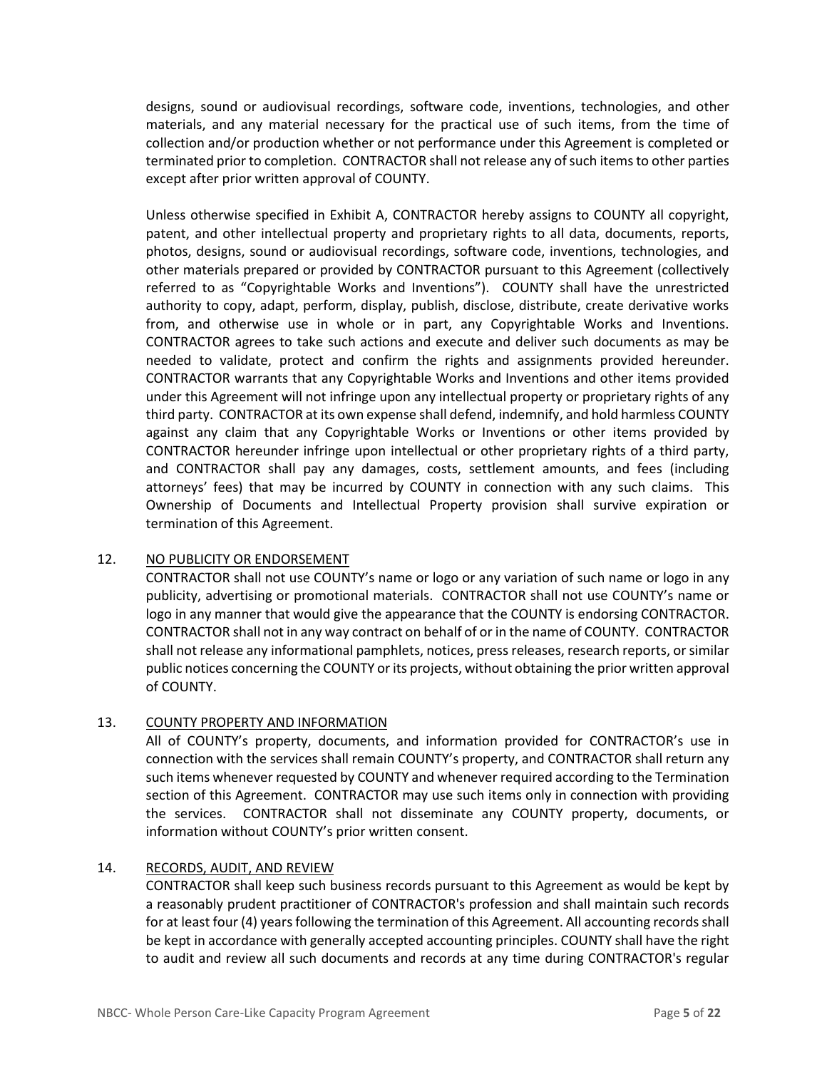designs, sound or audiovisual recordings, software code, inventions, technologies, and other materials, and any material necessary for the practical use of such items, from the time of collection and/or production whether or not performance under this Agreement is completed or terminated prior to completion. CONTRACTOR shall not release any of such items to other parties except after prior written approval of COUNTY.

Unless otherwise specified in Exhibit A, CONTRACTOR hereby assigns to COUNTY all copyright, patent, and other intellectual property and proprietary rights to all data, documents, reports, photos, designs, sound or audiovisual recordings, software code, inventions, technologies, and other materials prepared or provided by CONTRACTOR pursuant to this Agreement (collectively referred to as "Copyrightable Works and Inventions"). COUNTY shall have the unrestricted authority to copy, adapt, perform, display, publish, disclose, distribute, create derivative works from, and otherwise use in whole or in part, any Copyrightable Works and Inventions. CONTRACTOR agrees to take such actions and execute and deliver such documents as may be needed to validate, protect and confirm the rights and assignments provided hereunder. CONTRACTOR warrants that any Copyrightable Works and Inventions and other items provided under this Agreement will not infringe upon any intellectual property or proprietary rights of any third party. CONTRACTOR at its own expense shall defend, indemnify, and hold harmless COUNTY against any claim that any Copyrightable Works or Inventions or other items provided by CONTRACTOR hereunder infringe upon intellectual or other proprietary rights of a third party, and CONTRACTOR shall pay any damages, costs, settlement amounts, and fees (including attorneys' fees) that may be incurred by COUNTY in connection with any such claims. This Ownership of Documents and Intellectual Property provision shall survive expiration or termination of this Agreement.

12. <u>NO PUBLICITY OR ENDORSEMENT</u>

CONTRACTOR shall not use COUNTY's name or logo or any variation of such name or logo in any publicity, advertising or promotional materials. CONTRACTOR shall not use COUNTY's name or logo in any manner that would give the appearance that the COUNTY is endorsing CONTRACTOR. CONTRACTOR shall not in any way contract on behalf of or in the name of COUNTY. CONTRACTOR shall not release any informational pamphlets, notices, press releases, research reports, or similar public notices concerning the COUNTY or its projects, without obtaining the prior written approval of COUNTY.

13. <u>COUNTY PROPERTY AND INFORMATION</u>

All of COUNTY's property, documents, and information provided for CONTRACTOR's use in connection with the services shall remain COUNTY's property, and CONTRACTOR shall return any such items whenever requested by COUNTY and whenever required according to the Termination section of this Agreement. CONTRACTOR may use such items only in connection with providing the services. CONTRACTOR shall not disseminate any COUNTY property, documents, or information without COUNTY's prior written consent.

14. <u>RECORDS, AUDIT, AND REVIEW</u>

CONTRACTOR shall keep such business records pursuant to this Agreement as would be kept by a reasonably prudent practitioner of CONTRACTOR's profession and shall maintain such records for at least four (4) years following the termination of this Agreement. All accounting records shall be kept in accordance with generally accepted accounting principles. COUNTY shall have the right to audit and review all such documents and records at any time during CONTRACTOR's regular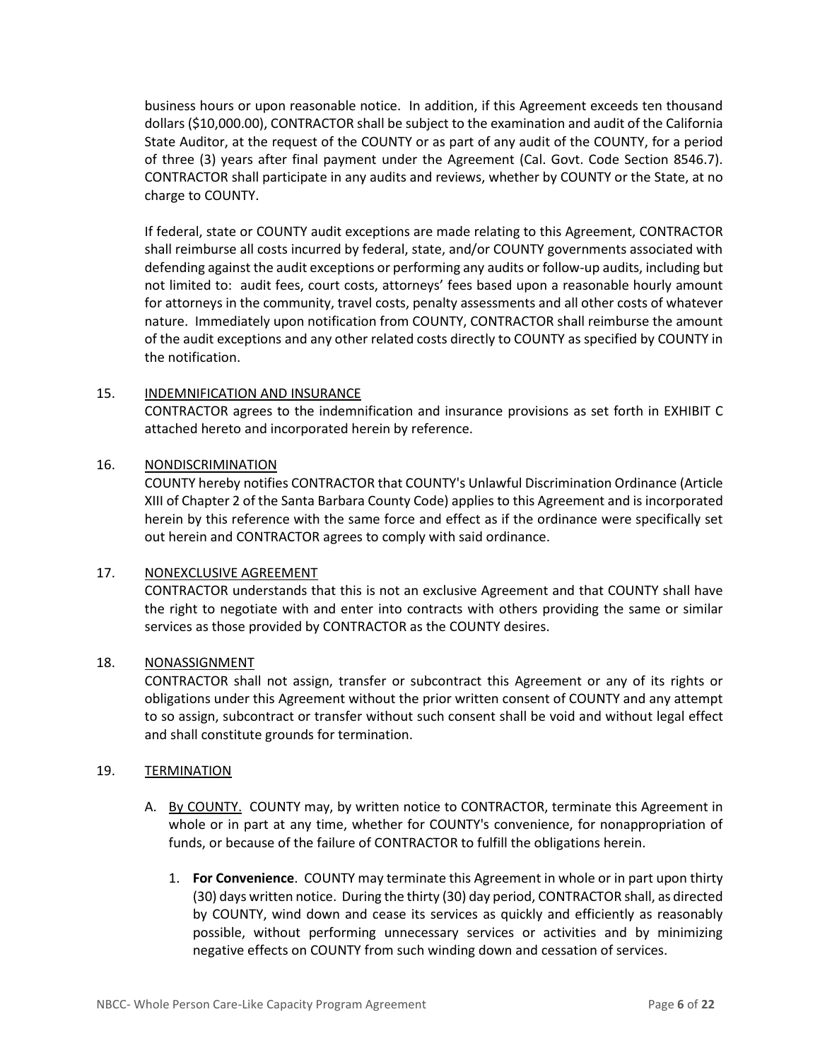business hours or upon reasonable notice. In addition, if this Agreement exceeds ten thousand dollars ($10,000.00), CONTRACTOR shall be subject to the examination and audit of the California State Auditor, at the request of the COUNTY or as part of any audit of the COUNTY, for a period of three (3) years after final payment under the Agreement (Cal. Govt. Code Section 8546.7). CONTRACTOR shall participate in any audits and reviews, whether by COUNTY or the State, at no charge to COUNTY.

If federal, state or COUNTY audit exceptions are made relating to this Agreement, CONTRACTOR shall reimburse all costs incurred by federal, state, and/or COUNTY governments associated with defending against the audit exceptions or performing any audits or follow-up audits, including but not limited to: audit fees, court costs, attorneys' fees based upon a reasonable hourly amount for attorneys in the community, travel costs, penalty assessments and all other costs of whatever nature. Immediately upon notification from COUNTY, CONTRACTOR shall reimburse the amount of the audit exceptions and any other related costs directly to COUNTY as specified by COUNTY in the notification.

15. <u>INDEMNIFICATION AND INSURANCE</u>

CONTRACTOR agrees to the indemnification and insurance provisions as set forth in EXHIBIT C attached hereto and incorporated herein by reference.

16. <u>NONDISCRIMINATION</u>

COUNTY hereby notifies CONTRACTOR that COUNTY's Unlawful Discrimination Ordinance (Article XIII of Chapter 2 of the Santa Barbara County Code) applies to this Agreement and is incorporated herein by this reference with the same force and effect as if the ordinance were specifically set out herein and CONTRACTOR agrees to comply with said ordinance.

17. <u>NONEXCLUSIVE AGREEMENT</u>

CONTRACTOR understands that this is not an exclusive Agreement and that COUNTY shall have the right to negotiate with and enter into contracts with others providing the same or similar services as those provided by CONTRACTOR as the COUNTY desires.

18. <u>NONASSIGNMENT</u>

CONTRACTOR shall not assign, transfer or subcontract this Agreement or any of its rights or obligations under this Agreement without the prior written consent of COUNTY and any attempt to so assign, subcontract or transfer without such consent shall be void and without legal effect and shall constitute grounds for termination.

19. <u>TERMINATION</u>

A. <u>By COUNTY.</u> COUNTY may, by written notice to CONTRACTOR, terminate this Agreement in whole or in part at any time, whether for COUNTY's convenience, for nonappropriation of funds, or because of the failure of CONTRACTOR to fulfill the obligations herein.

   1. **For Convenience**. COUNTY may terminate this Agreement in whole or in part upon thirty (30) days written notice. During the thirty (30) day period, CONTRACTOR shall, as directed by COUNTY, wind down and cease its services as quickly and efficiently as reasonably possible, without performing unnecessary services or activities and by minimizing negative effects on COUNTY from such winding down and cessation of services.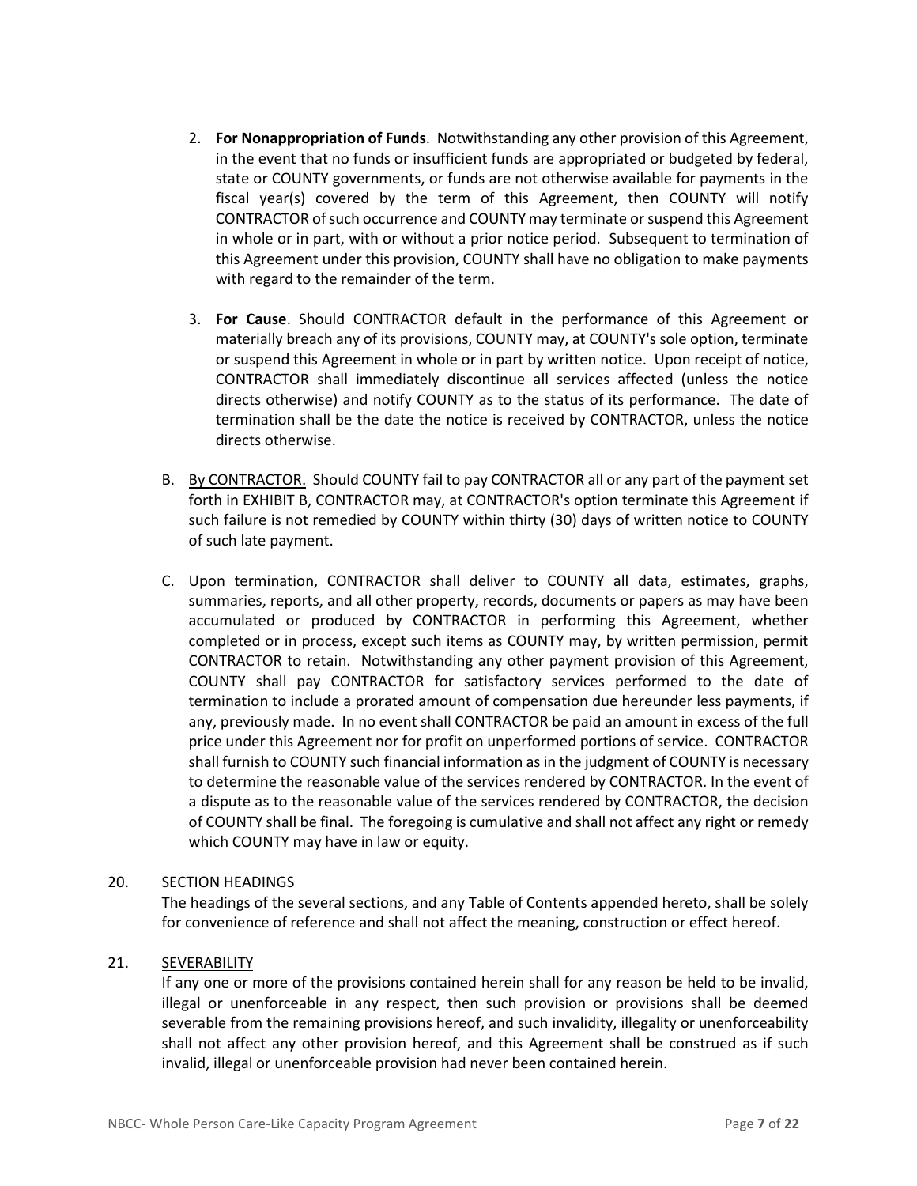2. **For Nonappropriation of Funds**. Notwithstanding any other provision of this Agreement, in the event that no funds or insufficient funds are appropriated or budgeted by federal, state or COUNTY governments, or funds are not otherwise available for payments in the fiscal year(s) covered by the term of this Agreement, then COUNTY will notify CONTRACTOR of such occurrence and COUNTY may terminate or suspend this Agreement in whole or in part, with or without a prior notice period. Subsequent to termination of this Agreement under this provision, COUNTY shall have no obligation to make payments with regard to the remainder of the term.

3. **For Cause**. Should CONTRACTOR default in the performance of this Agreement or materially breach any of its provisions, COUNTY may, at COUNTY's sole option, terminate or suspend this Agreement in whole or in part by written notice. Upon receipt of notice, CONTRACTOR shall immediately discontinue all services affected (unless the notice directs otherwise) and notify COUNTY as to the status of its performance. The date of termination shall be the date the notice is received by CONTRACTOR, unless the notice directs otherwise.

B. By CONTRACTOR. Should COUNTY fail to pay CONTRACTOR all or any part of the payment set forth in EXHIBIT B, CONTRACTOR may, at CONTRACTOR's option terminate this Agreement if such failure is not remedied by COUNTY within thirty (30) days of written notice to COUNTY of such late payment.

C. Upon termination, CONTRACTOR shall deliver to COUNTY all data, estimates, graphs, summaries, reports, and all other property, records, documents or papers as may have been accumulated or produced by CONTRACTOR in performing this Agreement, whether completed or in process, except such items as COUNTY may, by written permission, permit CONTRACTOR to retain. Notwithstanding any other payment provision of this Agreement, COUNTY shall pay CONTRACTOR for satisfactory services performed to the date of termination to include a prorated amount of compensation due hereunder less payments, if any, previously made. In no event shall CONTRACTOR be paid an amount in excess of the full price under this Agreement nor for profit on unperformed portions of service. CONTRACTOR shall furnish to COUNTY such financial information as in the judgment of COUNTY is necessary to determine the reasonable value of the services rendered by CONTRACTOR. In the event of a dispute as to the reasonable value of the services rendered by CONTRACTOR, the decision of COUNTY shall be final. The foregoing is cumulative and shall not affect any right or remedy which COUNTY may have in law or equity.

20. SECTION HEADINGS

The headings of the several sections, and any Table of Contents appended hereto, shall be solely for convenience of reference and shall not affect the meaning, construction or effect hereof.

21. SEVERABILITY

If any one or more of the provisions contained herein shall for any reason be held to be invalid, illegal or unenforceable in any respect, then such provision or provisions shall be deemed severable from the remaining provisions hereof, and such invalidity, illegality or unenforceability shall not affect any other provision hereof, and this Agreement shall be construed as if such invalid, illegal or unenforceable provision had never been contained herein.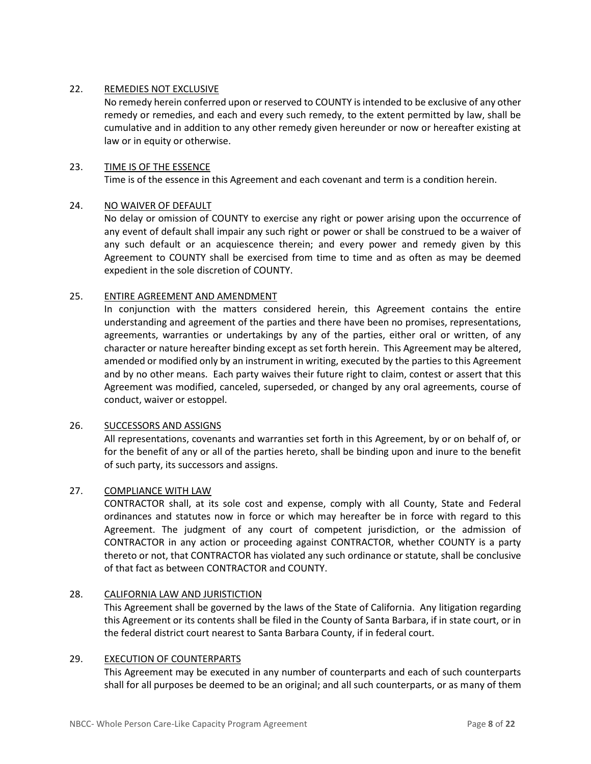22. REMEDIES NOT EXCLUSIVE

No remedy herein conferred upon or reserved to COUNTY is intended to be exclusive of any other remedy or remedies, and each and every such remedy, to the extent permitted by law, shall be cumulative and in addition to any other remedy given hereunder or now or hereafter existing at law or in equity or otherwise.

23. TIME IS OF THE ESSENCE

Time is of the essence in this Agreement and each covenant and term is a condition herein.

24. NO WAIVER OF DEFAULT

No delay or omission of COUNTY to exercise any right or power arising upon the occurrence of any event of default shall impair any such right or power or shall be construed to be a waiver of any such default or an acquiescence therein; and every power and remedy given by this Agreement to COUNTY shall be exercised from time to time and as often as may be deemed expedient in the sole discretion of COUNTY.

25. ENTIRE AGREEMENT AND AMENDMENT

In conjunction with the matters considered herein, this Agreement contains the entire understanding and agreement of the parties and there have been no promises, representations, agreements, warranties or undertakings by any of the parties, either oral or written, of any character or nature hereafter binding except as set forth herein. This Agreement may be altered, amended or modified only by an instrument in writing, executed by the parties to this Agreement and by no other means. Each party waives their future right to claim, contest or assert that this Agreement was modified, canceled, superseded, or changed by any oral agreements, course of conduct, waiver or estoppel.

26. SUCCESSORS AND ASSIGNS

All representations, covenants and warranties set forth in this Agreement, by or on behalf of, or for the benefit of any or all of the parties hereto, shall be binding upon and inure to the benefit of such party, its successors and assigns.

27. COMPLIANCE WITH LAW

CONTRACTOR shall, at its sole cost and expense, comply with all County, State and Federal ordinances and statutes now in force or which may hereafter be in force with regard to this Agreement. The judgment of any court of competent jurisdiction, or the admission of CONTRACTOR in any action or proceeding against CONTRACTOR, whether COUNTY is a party thereto or not, that CONTRACTOR has violated any such ordinance or statute, shall be conclusive of that fact as between CONTRACTOR and COUNTY.

28. CALIFORNIA LAW AND JURISTICTION

This Agreement shall be governed by the laws of the State of California. Any litigation regarding this Agreement or its contents shall be filed in the County of Santa Barbara, if in state court, or in the federal district court nearest to Santa Barbara County, if in federal court.

29. EXECUTION OF COUNTERPARTS

This Agreement may be executed in any number of counterparts and each of such counterparts shall for all purposes be deemed to be an original; and all such counterparts, or as many of them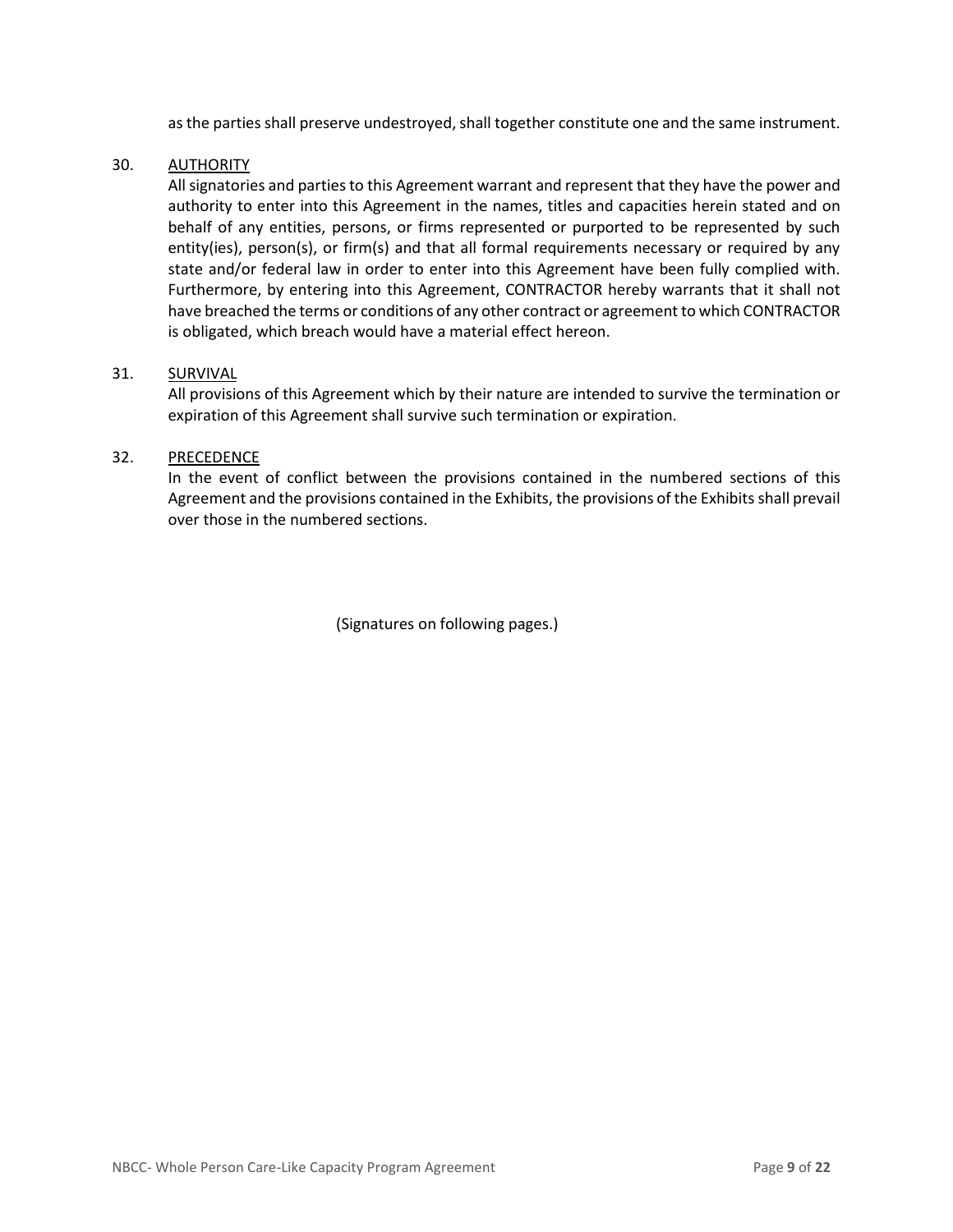as the parties shall preserve undestroyed, shall together constitute one and the same instrument.

30. <u>AUTHORITY</u>

All signatories and parties to this Agreement warrant and represent that they have the power and authority to enter into this Agreement in the names, titles and capacities herein stated and on behalf of any entities, persons, or firms represented or purported to be represented by such entity(ies), person(s), or firm(s) and that all formal requirements necessary or required by any state and/or federal law in order to enter into this Agreement have been fully complied with. Furthermore, by entering into this Agreement, CONTRACTOR hereby warrants that it shall not have breached the terms or conditions of any other contract or agreement to which CONTRACTOR is obligated, which breach would have a material effect hereon.

31. <u>SURVIVAL</u>

All provisions of this Agreement which by their nature are intended to survive the termination or expiration of this Agreement shall survive such termination or expiration.

32. <u>PRECEDENCE</u>

In the event of conflict between the provisions contained in the numbered sections of this Agreement and the provisions contained in the Exhibits, the provisions of the Exhibits shall prevail over those in the numbered sections.

(Signatures on following pages.)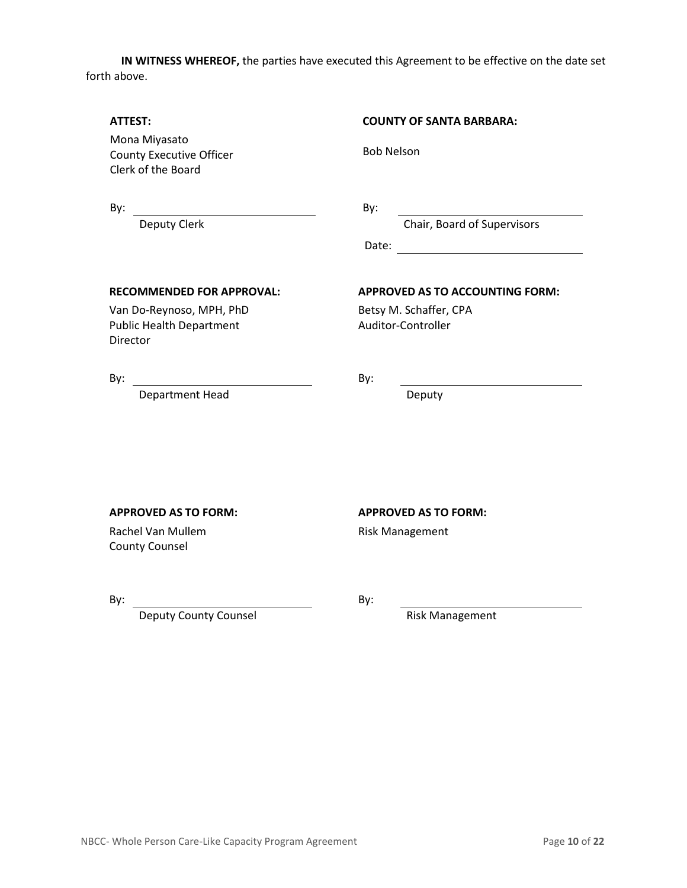**IN WITNESS WHEREOF,** the parties have executed this Agreement to be effective on the date set forth above.

**ATTEST:**

Mona Miyasato
County Executive Officer
Clerk of the Board

By: ______________________________
Deputy Clerk

**COUNTY OF SANTA BARBARA:**

Bob Nelson

By: ______________________________
Chair, Board of Supervisors

Date: ______________________________

**RECOMMENDED FOR APPROVAL:**

Van Do-Reynoso, MPH, PhD
Public Health Department
Director

By: ______________________________
Department Head

**APPROVED AS TO ACCOUNTING FORM:**

Betsy M. Schaffer, CPA
Auditor-Controller

By: ______________________________
Deputy

**APPROVED AS TO FORM:**

Rachel Van Mullem
County Counsel

By: ______________________________
Deputy County Counsel

**APPROVED AS TO FORM:**

Risk Management

By: ______________________________
Risk Management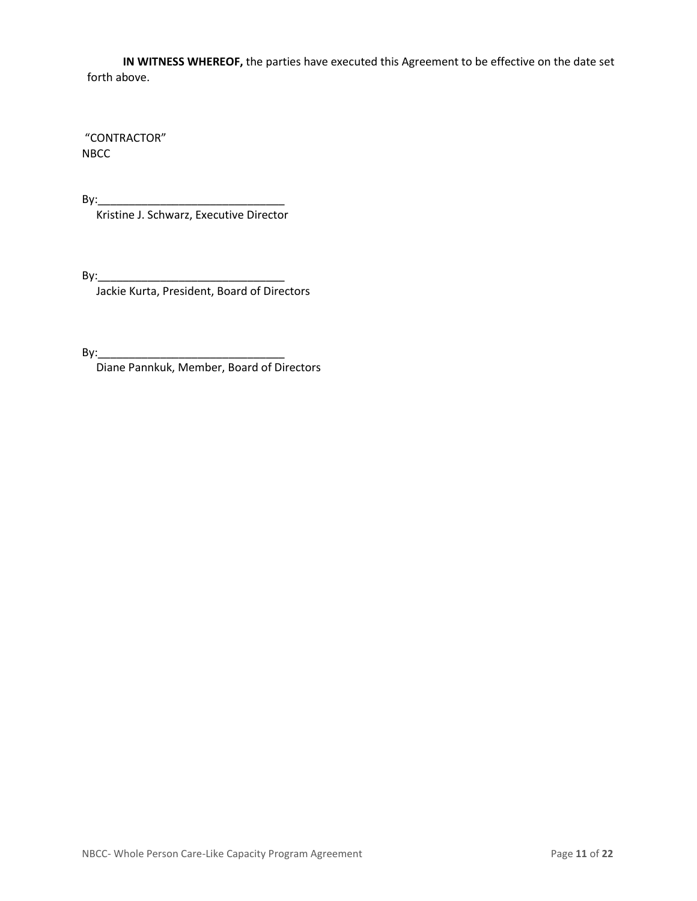**IN WITNESS WHEREOF,** the parties have executed this Agreement to be effective on the date set forth above.

"CONTRACTOR"
NBCC

By:______________________________
Kristine J. Schwarz, Executive Director

By:______________________________
Jackie Kurta, President, Board of Directors

By:______________________________
Diane Pannkuk, Member, Board of Directors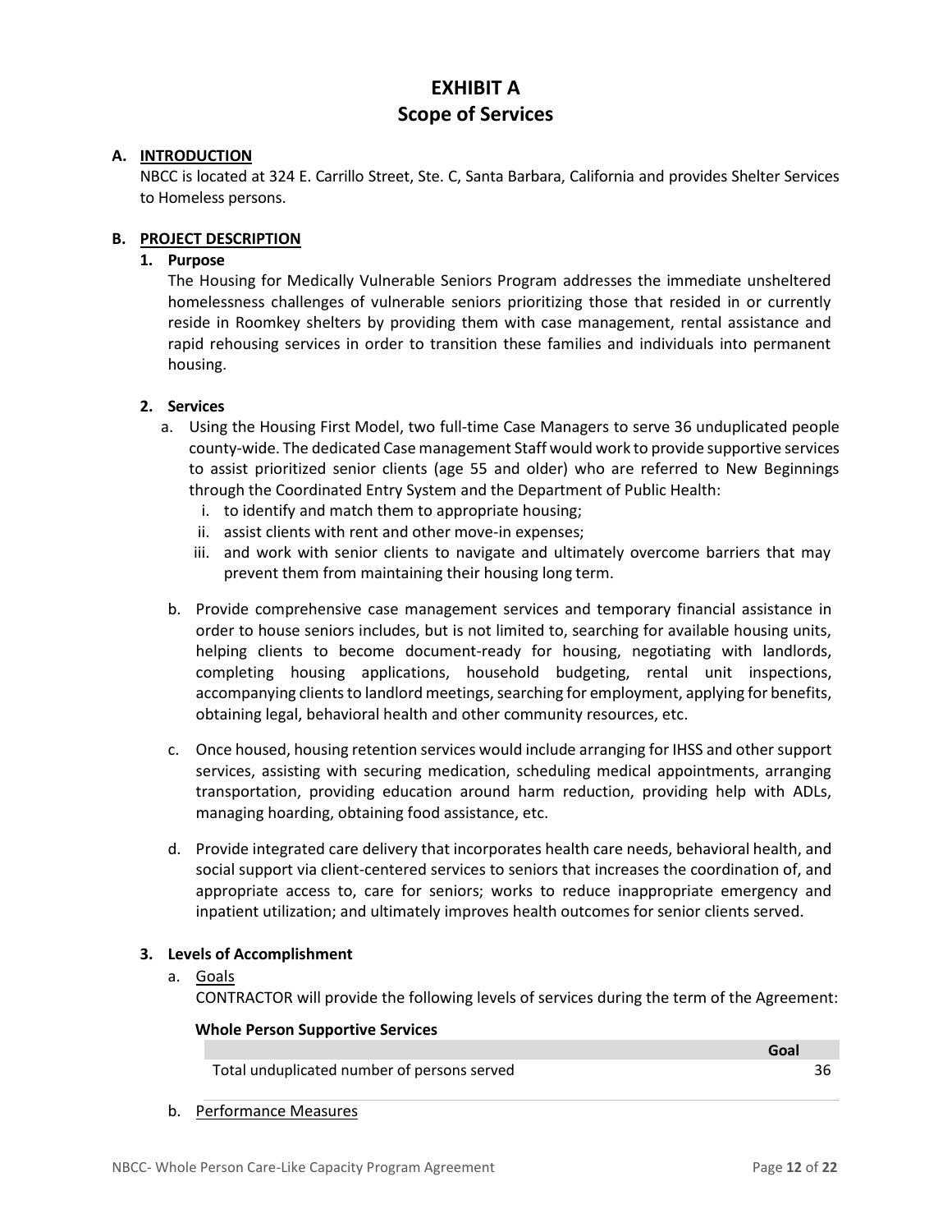# EXHIBIT A
# Scope of Services

**A. INTRODUCTION**

NBCC is located at 324 E. Carrillo Street, Ste. C, Santa Barbara, California and provides Shelter Services to Homeless persons.

**B. PROJECT DESCRIPTION**

**1. Purpose**

The Housing for Medically Vulnerable Seniors Program addresses the immediate unsheltered homelessness challenges of vulnerable seniors prioritizing those that resided in or currently reside in Roomkey shelters by providing them with case management, rental assistance and rapid rehousing services in order to transition these families and individuals into permanent housing.

**2. Services**

a. Using the Housing First Model, two full-time Case Managers to serve 36 unduplicated people county-wide. The dedicated Case management Staff would work to provide supportive services to assist prioritized senior clients (age 55 and older) who are referred to New Beginnings through the Coordinated Entry System and the Department of Public Health:

   i. to identify and match them to appropriate housing;

   ii. assist clients with rent and other move-in expenses;

   iii. and work with senior clients to navigate and ultimately overcome barriers that may prevent them from maintaining their housing long term.

b. Provide comprehensive case management services and temporary financial assistance in order to house seniors includes, but is not limited to, searching for available housing units, helping clients to become document-ready for housing, negotiating with landlords, completing housing applications, household budgeting, rental unit inspections, accompanying clients to landlord meetings, searching for employment, applying for benefits, obtaining legal, behavioral health and other community resources, etc.

c. Once housed, housing retention services would include arranging for IHSS and other support services, assisting with securing medication, scheduling medical appointments, arranging transportation, providing education around harm reduction, providing help with ADLs, managing hoarding, obtaining food assistance, etc.

d. Provide integrated care delivery that incorporates health care needs, behavioral health, and social support via client-centered services to seniors that increases the coordination of, and appropriate access to, care for seniors; works to reduce inappropriate emergency and inpatient utilization; and ultimately improves health outcomes for senior clients served.

**3. Levels of Accomplishment**

a. Goals

CONTRACTOR will provide the following levels of services during the term of the Agreement:

**Whole Person Supportive Services**

| | Goal |
|---|---|
| Total unduplicated number of persons served | 36 |

b. Performance Measures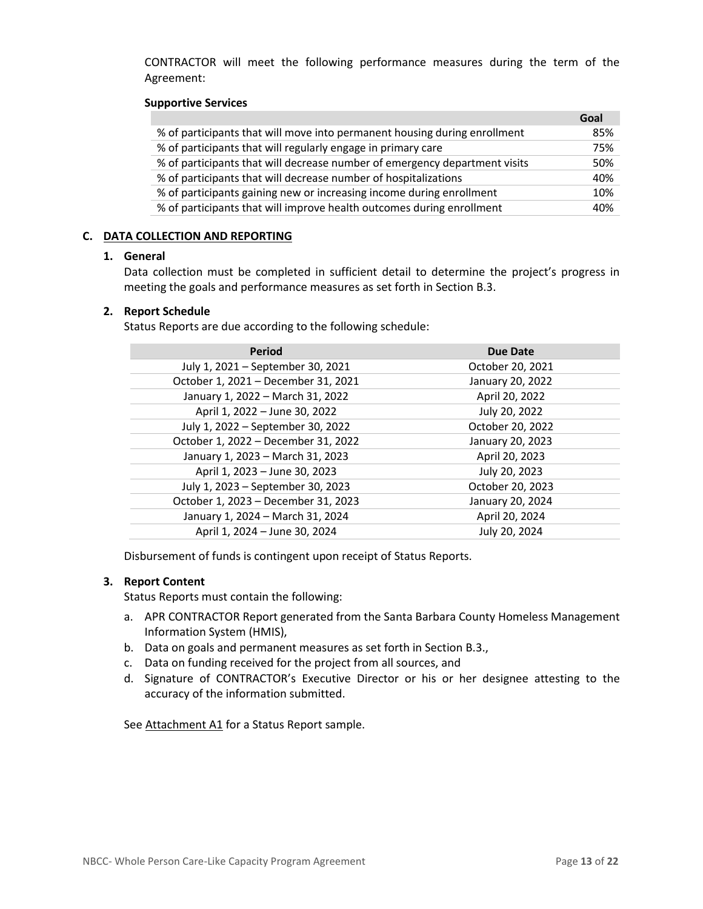CONTRACTOR will meet the following performance measures during the term of the Agreement:

**Supportive Services**

| | Goal |
|---|---|
| % of participants that will move into permanent housing during enrollment | 85% |
| % of participants that will regularly engage in primary care | 75% |
| % of participants that will decrease number of emergency department visits | 50% |
| % of participants that will decrease number of hospitalizations | 40% |
| % of participants gaining new or increasing income during enrollment | 10% |
| % of participants that will improve health outcomes during enrollment | 40% |

## C. DATA COLLECTION AND REPORTING

### 1. General

Data collection must be completed in sufficient detail to determine the project's progress in meeting the goals and performance measures as set forth in Section B.3.

### 2. Report Schedule

Status Reports are due according to the following schedule:

| Period | Due Date |
|---|---|
| July 1, 2021 – September 30, 2021 | October 20, 2021 |
| October 1, 2021 – December 31, 2021 | January 20, 2022 |
| January 1, 2022 – March 31, 2022 | April 20, 2022 |
| April 1, 2022 – June 30, 2022 | July 20, 2022 |
| July 1, 2022 – September 30, 2022 | October 20, 2022 |
| October 1, 2022 – December 31, 2022 | January 20, 2023 |
| January 1, 2023 – March 31, 2023 | April 20, 2023 |
| April 1, 2023 – June 30, 2023 | July 20, 2023 |
| July 1, 2023 – September 30, 2023 | October 20, 2023 |
| October 1, 2023 – December 31, 2023 | January 20, 2024 |
| January 1, 2024 – March 31, 2024 | April 20, 2024 |
| April 1, 2024 – June 30, 2024 | July 20, 2024 |

Disbursement of funds is contingent upon receipt of Status Reports.

### 3. Report Content

Status Reports must contain the following:

a. APR CONTRACTOR Report generated from the Santa Barbara County Homeless Management Information System (HMIS),
b. Data on goals and permanent measures as set forth in Section B.3.,
c. Data on funding received for the project from all sources, and
d. Signature of CONTRACTOR's Executive Director or his or her designee attesting to the accuracy of the information submitted.

See Attachment A1 for a Status Report sample.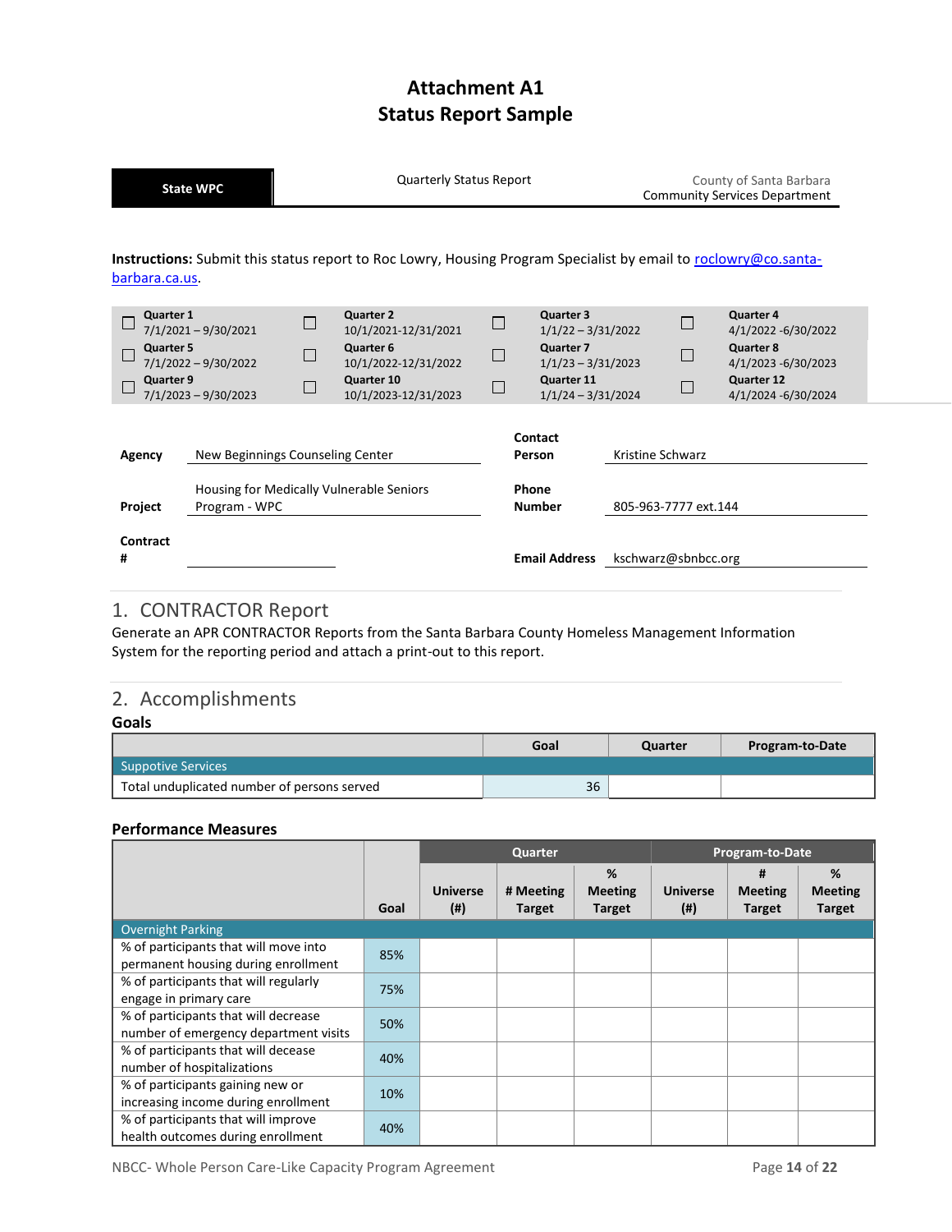# Attachment A1
# Status Report Sample

| State WPC | Quarterly Status Report | County of Santa Barbara<br>Community Services Department |
|---|---|---|

**Instructions:** Submit this status report to Roc Lowry, Housing Program Specialist by email to roclowry@co.santa-barbara.ca.us.

| | | | | | | | |
|---|---|---|---|---|---|---|---|
| ☐ | **Quarter 1**<br>7/1/2021 – 9/30/2021 | ☐ | **Quarter 2**<br>10/1/2021-12/31/2021 | ☐ | **Quarter 3**<br>1/1/22 – 3/31/2022 | ☐ | **Quarter 4**<br>4/1/2022 -6/30/2022 |
| ☐ | **Quarter 5**<br>7/1/2022 – 9/30/2022 | ☐ | **Quarter 6**<br>10/1/2022-12/31/2022 | ☐ | **Quarter 7**<br>1/1/23 – 3/31/2023 | ☐ | **Quarter 8**<br>4/1/2023 -6/30/2023 |
| ☐ | **Quarter 9**<br>7/1/2023 – 9/30/2023 | ☐ | **Quarter 10**<br>10/1/2023-12/31/2023 | ☐ | **Quarter 11**<br>1/1/24 – 3/31/2024 | ☐ | **Quarter 12**<br>4/1/2024 -6/30/2024 |

| | | | |
|---|---|---|---|
| **Agency** | New Beginnings Counseling Center | **Contact Person** | Kristine Schwarz |
| **Project** | Housing for Medically Vulnerable Seniors Program - WPC | **Phone Number** | 805-963-7777 ext.144 |
| **Contract #** | | **Email Address** | kschwarz@sbnbcc.org |

## 1. CONTRACTOR Report

Generate an APR CONTRACTOR Reports from the Santa Barbara County Homeless Management Information System for the reporting period and attach a print-out to this report.

## 2. Accomplishments

### Goals

| | Goal | Quarter | Program-to-Date |
|---|---|---|---|
| Suppotive Services | | | |
| Total unduplicated number of persons served | 36 | | |

### Performance Measures

| | | Quarter | | | Program-to-Date | | |
|---|---|---|---|---|---|---|---|
| | **Goal** | **Universe (#)** | **# Meeting Target** | **% Meeting Target** | **Universe (#)** | **# Meeting Target** | **% Meeting Target** |
| Overnight Parking | | | | | | | |
| % of participants that will move into permanent housing during enrollment | 85% | | | | | | |
| % of participants that will regularly engage in primary care | 75% | | | | | | |
| % of participants that will decrease number of emergency department visits | 50% | | | | | | |
| % of participants that will decease number of hospitalizations | 40% | | | | | | |
| % of participants gaining new or increasing income during enrollment | 10% | | | | | | |
| % of participants that will improve health outcomes during enrollment | 40% | | | | | | |

NBCC- Whole Person Care-Like Capacity Program Agreement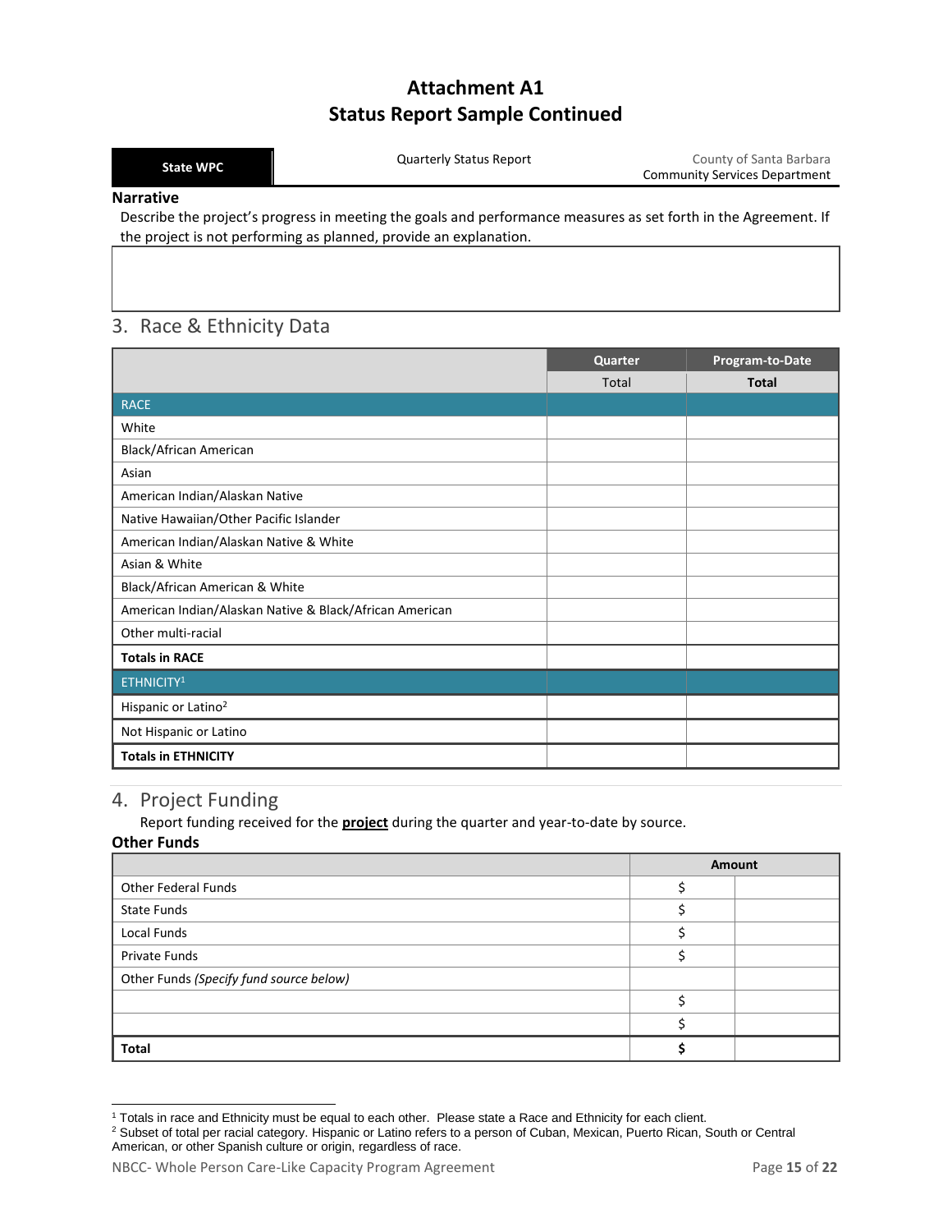# Attachment A1
# Status Report Sample Continued

| State WPC | Quarterly Status Report | County of Santa Barbara Community Services Department |
|---|---|---|

### Narrative

Describe the project's progress in meeting the goals and performance measures as set forth in the Agreement. If the project is not performing as planned, provide an explanation.

|  |
|---|
|  |

## 3. Race & Ethnicity Data

|  | Quarter | Program-to-Date |
|---|---|---|
|  | Total | **Total** |
| RACE |  |  |
| White |  |  |
| Black/African American |  |  |
| Asian |  |  |
| American Indian/Alaskan Native |  |  |
| Native Hawaiian/Other Pacific Islander |  |  |
| American Indian/Alaskan Native & White |  |  |
| Asian & White |  |  |
| Black/African American & White |  |  |
| American Indian/Alaskan Native & Black/African American |  |  |
| Other multi-racial |  |  |
| **Totals in RACE** |  |  |
| ETHNICITY[1] |  |  |
| Hispanic or Latino[2] |  |  |
| Not Hispanic or Latino |  |  |
| **Totals in ETHNICITY** |  |  |

## 4. Project Funding

Report funding received for the **project** during the quarter and year-to-date by source.

### Other Funds

|  | Amount |  |
|---|---|---|
| Other Federal Funds | $ |  |
| State Funds | $ |  |
| Local Funds | $ |  |
| Private Funds | $ |  |
| Other Funds *(Specify fund source below)* |  |  |
|  | $ |  |
|  | $ |  |
| **Total** | **$** |  |

[1] Totals in race and Ethnicity must be equal to each other. Please state a Race and Ethnicity for each client.

[2] Subset of total per racial category. Hispanic or Latino refers to a person of Cuban, Mexican, Puerto Rican, South or Central American, or other Spanish culture or origin, regardless of race.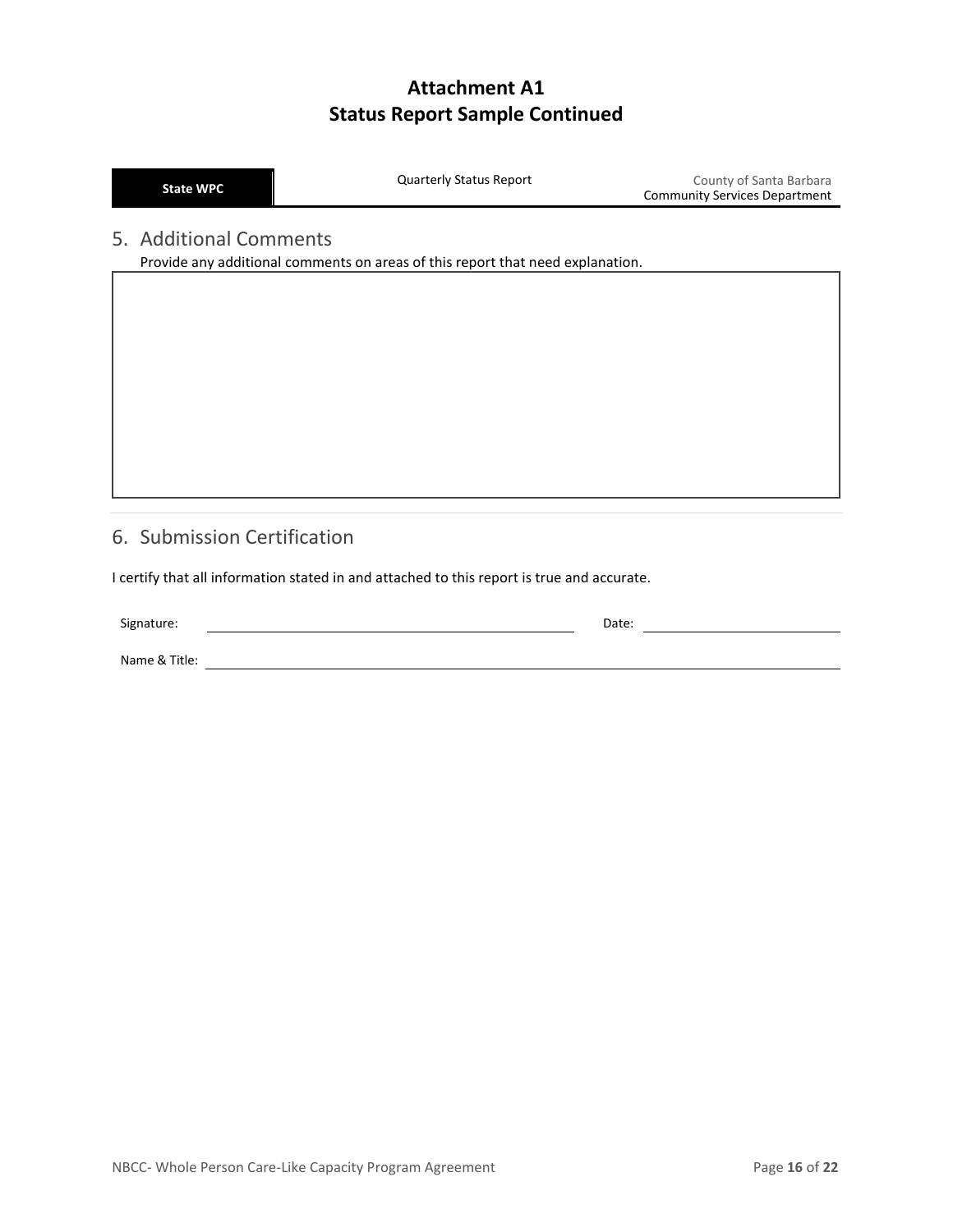# Attachment A1
# Status Report Sample Continued

| State WPC | Quarterly Status Report | County of Santa Barbara<br>Community Services Department |
|---|---|---|

## 5. Additional Comments

Provide any additional comments on areas of this report that need explanation.

| |
|---|
| |

## 6. Submission Certification

I certify that all information stated in and attached to this report is true and accurate.

Signature: \_\_\_\_\_\_\_\_\_\_\_\_\_\_\_\_\_\_\_\_\_\_\_\_\_\_\_\_\_\_ Date: \_\_\_\_\_\_\_\_\_\_\_\_\_\_\_\_

Name & Title: \_\_\_\_\_\_\_\_\_\_\_\_\_\_\_\_\_\_\_\_\_\_\_\_\_\_\_\_\_\_\_\_\_\_\_\_\_\_\_\_\_\_\_\_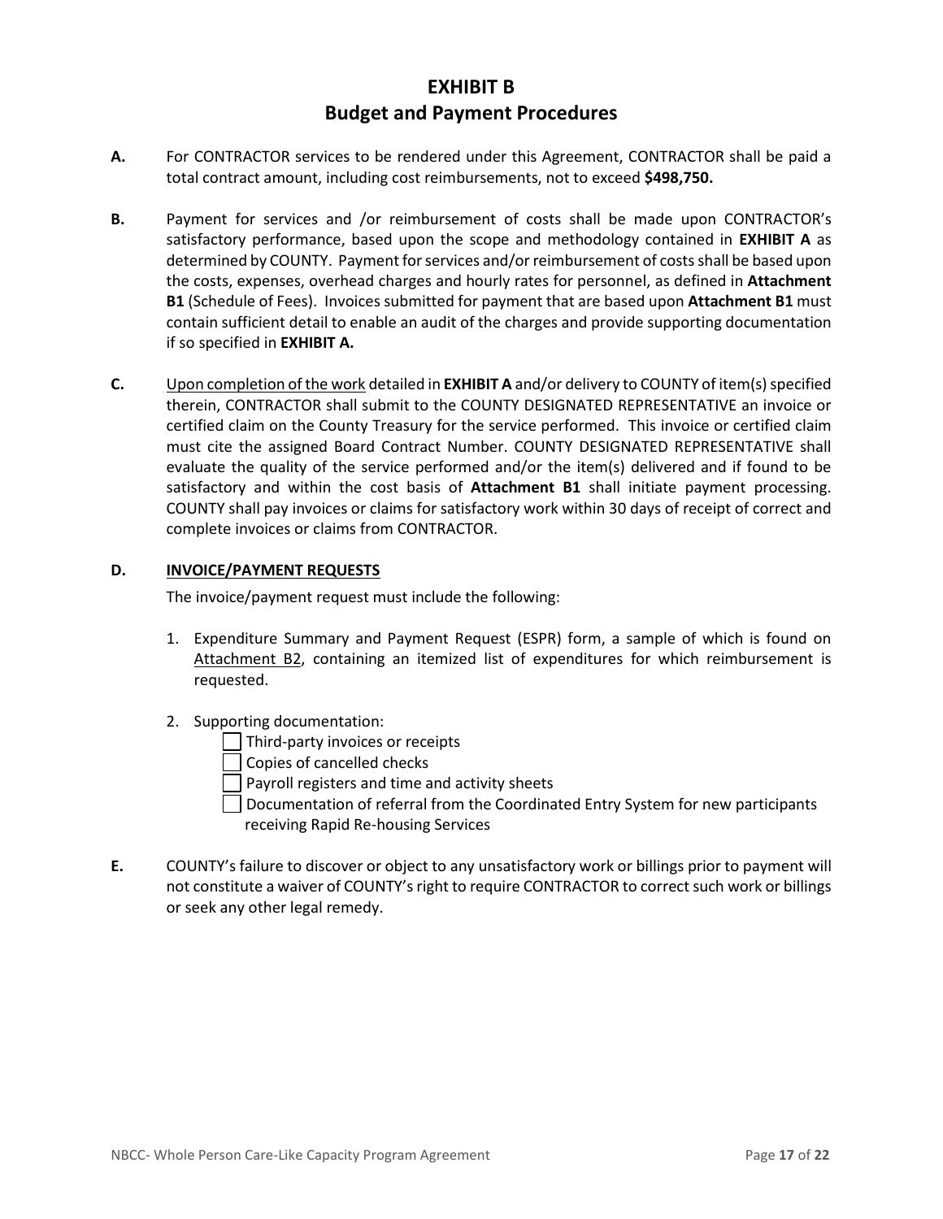# EXHIBIT B
## Budget and Payment Procedures

**A.** For CONTRACTOR services to be rendered under this Agreement, CONTRACTOR shall be paid a total contract amount, including cost reimbursements, not to exceed **$498,750.**

**B.** Payment for services and /or reimbursement of costs shall be made upon CONTRACTOR's satisfactory performance, based upon the scope and methodology contained in **EXHIBIT A** as determined by COUNTY. Payment for services and/or reimbursement of costs shall be based upon the costs, expenses, overhead charges and hourly rates for personnel, as defined in **Attachment B1** (Schedule of Fees). Invoices submitted for payment that are based upon **Attachment B1** must contain sufficient detail to enable an audit of the charges and provide supporting documentation if so specified in **EXHIBIT A.**

**C.** Upon completion of the work detailed in **EXHIBIT A** and/or delivery to COUNTY of item(s) specified therein, CONTRACTOR shall submit to the COUNTY DESIGNATED REPRESENTATIVE an invoice or certified claim on the County Treasury for the service performed. This invoice or certified claim must cite the assigned Board Contract Number. COUNTY DESIGNATED REPRESENTATIVE shall evaluate the quality of the service performed and/or the item(s) delivered and if found to be satisfactory and within the cost basis of **Attachment B1** shall initiate payment processing. COUNTY shall pay invoices or claims for satisfactory work within 30 days of receipt of correct and complete invoices or claims from CONTRACTOR.

**D. INVOICE/PAYMENT REQUESTS**

The invoice/payment request must include the following:

1. Expenditure Summary and Payment Request (ESPR) form, a sample of which is found on Attachment B2, containing an itemized list of expenditures for which reimbursement is requested.

2. Supporting documentation:
   - ☐ Third-party invoices or receipts
   - ☐ Copies of cancelled checks
   - ☐ Payroll registers and time and activity sheets
   - ☐ Documentation of referral from the Coordinated Entry System for new participants receiving Rapid Re-housing Services

**E.** COUNTY's failure to discover or object to any unsatisfactory work or billings prior to payment will not constitute a waiver of COUNTY's right to require CONTRACTOR to correct such work or billings or seek any other legal remedy.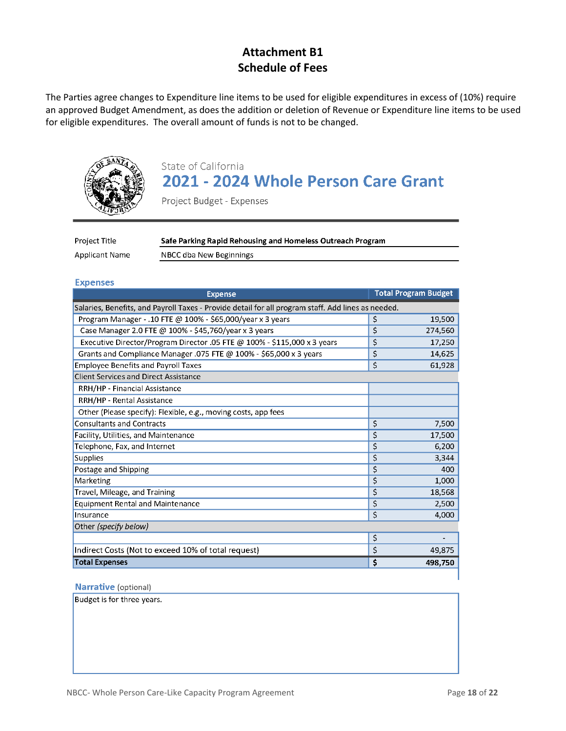# Attachment B1
# Schedule of Fees

The Parties agree changes to Expenditure line items to be used for eligible expenditures in excess of (10%) require an approved Budget Amendment, as does the addition or deletion of Revenue or Expenditure line items to be used for eligible expenditures. The overall amount of funds is not to be changed.

State of California

## 2021 - 2024 Whole Person Care Grant

Project Budget - Expenses

| | |
|---|---|
| Project Title | **Safe Parking Rapid Rehousing and Homeless Outreach Program** |
| Applicant Name | NBCC dba New Beginnings |

### Expenses

| Expense | Total Program Budget |
|---|---|
| Salaries, Benefits, and Payroll Taxes - Provide detail for all program staff. Add lines as needed. | |
| Program Manager - .10 FTE @ 100% - $65,000/year x 3 years | $ 19,500 |
| Case Manager 2.0 FTE @ 100% - $45,760/year x 3 years | $ 274,560 |
| Executive Director/Program Director .05 FTE @ 100% - $115,000 x 3 years | $ 17,250 |
| Grants and Compliance Manager .075 FTE @ 100% - $65,000 x 3 years | $ 14,625 |
| Employee Benefits and Payroll Taxes | $ 61,928 |
| Client Services and Direct Assistance | |
| RRH/HP - Financial Assistance | |
| RRH/HP - Rental Assistance | |
| Other (Please specify): Flexible, e.g., moving costs, app fees | |
| Consultants and Contracts | $ 7,500 |
| Facility, Utilities, and Maintenance | $ 17,500 |
| Telephone, Fax, and Internet | $ 6,200 |
| Supplies | $ 3,344 |
| Postage and Shipping | $ 400 |
| Marketing | $ 1,000 |
| Travel, Mileage, and Training | $ 18,568 |
| Equipment Rental and Maintenance | $ 2,500 |
| Insurance | $ 4,000 |
| Other *(specify below)* | |
| | $ - |
| Indirect Costs (Not to exceed 10% of total request) | $ 49,875 |
| **Total Expenses** | **$ 498,750** |

### Narrative (optional)

Budget is for three years.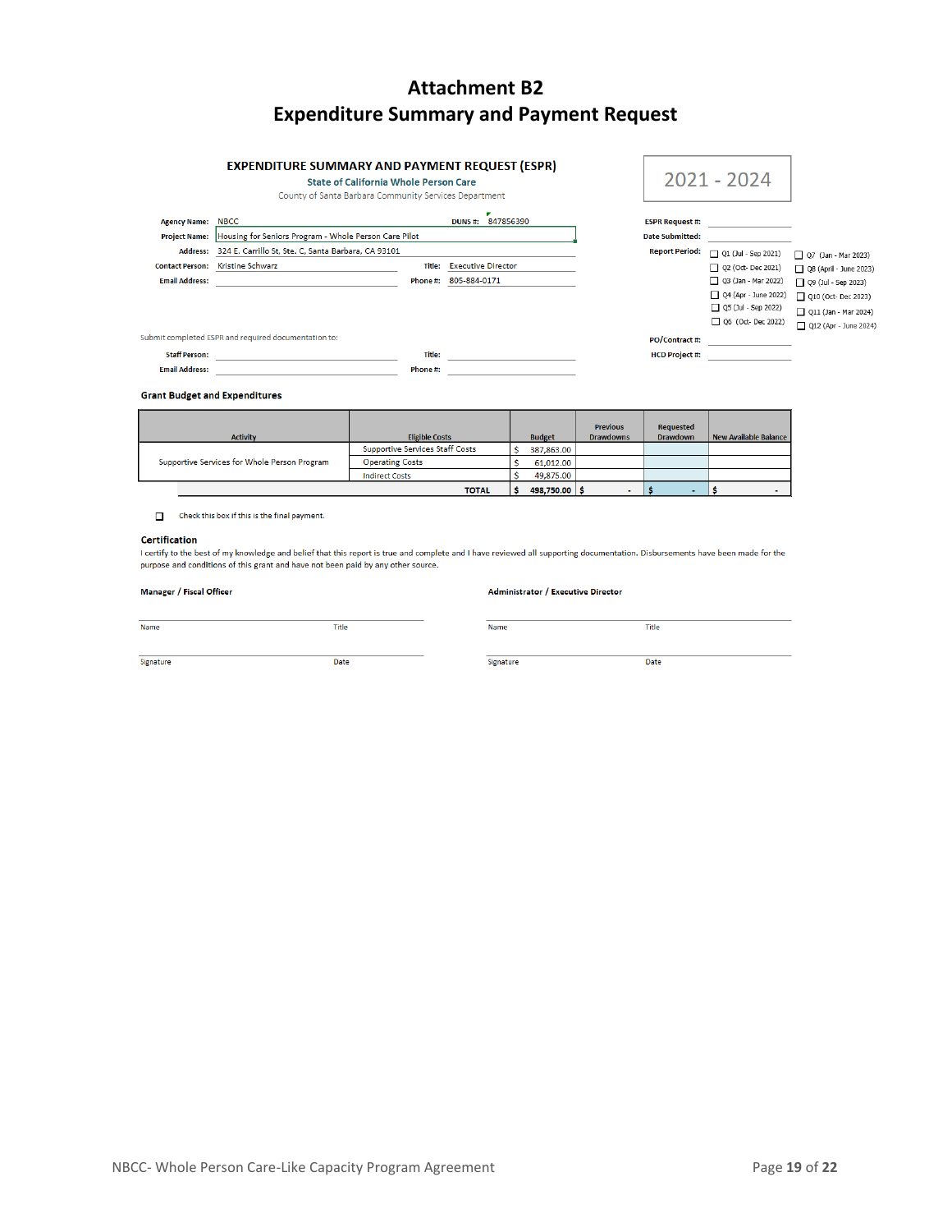# Attachment B2
# Expenditure Summary and Payment Request

## EXPENDITURE SUMMARY AND PAYMENT REQUEST (ESPR)

**State of California Whole Person Care**

County of Santa Barbara Community Services Department

**2021 - 2024**

**Agency Name:** NBCC **DUNS #:** 847856390

**Project Name:** Housing for Seniors Program - Whole Person Care Pilot

**Address:** 324 E. Carrillo St, Ste. C, Santa Barbara, CA 93101

**Contact Person:** Kristine Schwarz **Title:** Executive Director

**Email Address:** **Phone #:** 805-884-0171

**ESPR Request #:**

**Date Submitted:**

**Report Period:**

- ☐ Q1 (Jul - Sep 2021)
- ☐ Q2 (Oct- Dec 2021)
- ☐ Q3 (Jan - Mar 2022)
- ☐ Q4 (Apr - June 2022)
- ☐ Q5 (Jul - Sep 2022)
- ☐ Q6 (Oct- Dec 2022)
- ☐ Q7 (Jan - Mar 2023)
- ☐ Q8 (April - June 2023)
- ☐ Q9 (Jul - Sep 2023)
- ☐ Q10 (Oct- Dec 2023)
- ☐ Q11 (Jan - Mar 2024)
- ☐ Q12 (Apr - June 2024)

Submit completed ESPR and required documentation to:

**Staff Person:** **Title:**

**Email Address:** **Phone #:**

**PO/Contract #:**

**HCD Project #:**

### Grant Budget and Expenditures

| Activity | Eligible Costs | Budget | Previous Drawdowns | Requested Drawdown | New Available Balance |
|---|---|---|---|---|---|
| Supportive Services for Whole Person Program | Supportive Services Staff Costs | $ 387,863.00 | | | |
| | Operating Costs | $ 61,012.00 | | | |
| | Indirect Costs | $ 49,875.00 | | | |
| | **TOTAL** | **$ 498,750.00** | **$ -** | **$ -** | **$ -** |

☐ Check this box if this is the final payment.

### Certification

I certify to the best of my knowledge and belief that this report is true and complete and I have reviewed all supporting documentation. Disbursements have been made for the purpose and conditions of this grant and have not been paid by any other source.

**Manager / Fiscal Officer**

Name _______________ Title _______________

Signature _______________ Date _______________

**Administrator / Executive Director**

Name _______________ Title _______________

Signature _______________ Date _______________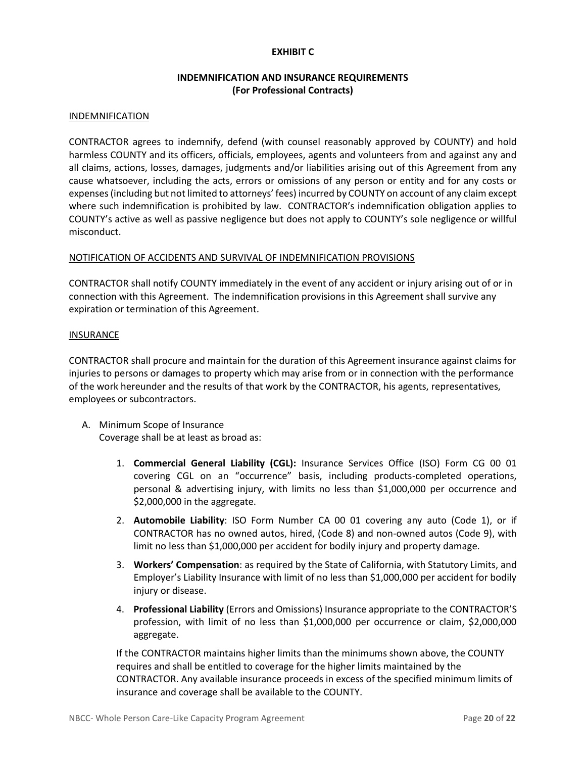# EXHIBIT C

## INDEMNIFICATION AND INSURANCE REQUIREMENTS
## (For Professional Contracts)

INDEMNIFICATION

CONTRACTOR agrees to indemnify, defend (with counsel reasonably approved by COUNTY) and hold harmless COUNTY and its officers, officials, employees, agents and volunteers from and against any and all claims, actions, losses, damages, judgments and/or liabilities arising out of this Agreement from any cause whatsoever, including the acts, errors or omissions of any person or entity and for any costs or expenses (including but not limited to attorneys' fees) incurred by COUNTY on account of any claim except where such indemnification is prohibited by law. CONTRACTOR's indemnification obligation applies to COUNTY's active as well as passive negligence but does not apply to COUNTY's sole negligence or willful misconduct.

NOTIFICATION OF ACCIDENTS AND SURVIVAL OF INDEMNIFICATION PROVISIONS

CONTRACTOR shall notify COUNTY immediately in the event of any accident or injury arising out of or in connection with this Agreement. The indemnification provisions in this Agreement shall survive any expiration or termination of this Agreement.

INSURANCE

CONTRACTOR shall procure and maintain for the duration of this Agreement insurance against claims for injuries to persons or damages to property which may arise from or in connection with the performance of the work hereunder and the results of that work by the CONTRACTOR, his agents, representatives, employees or subcontractors.

A. Minimum Scope of Insurance
   Coverage shall be at least as broad as:

   1. **Commercial General Liability (CGL):** Insurance Services Office (ISO) Form CG 00 01 covering CGL on an "occurrence" basis, including products-completed operations, personal & advertising injury, with limits no less than $1,000,000 per occurrence and $2,000,000 in the aggregate.
   2. **Automobile Liability**: ISO Form Number CA 00 01 covering any auto (Code 1), or if CONTRACTOR has no owned autos, hired, (Code 8) and non-owned autos (Code 9), with limit no less than $1,000,000 per accident for bodily injury and property damage.
   3. **Workers' Compensation**: as required by the State of California, with Statutory Limits, and Employer's Liability Insurance with limit of no less than $1,000,000 per accident for bodily injury or disease.
   4. **Professional Liability** (Errors and Omissions) Insurance appropriate to the CONTRACTOR'S profession, with limit of no less than $1,000,000 per occurrence or claim, $2,000,000 aggregate.

   If the CONTRACTOR maintains higher limits than the minimums shown above, the COUNTY requires and shall be entitled to coverage for the higher limits maintained by the CONTRACTOR. Any available insurance proceeds in excess of the specified minimum limits of insurance and coverage shall be available to the COUNTY.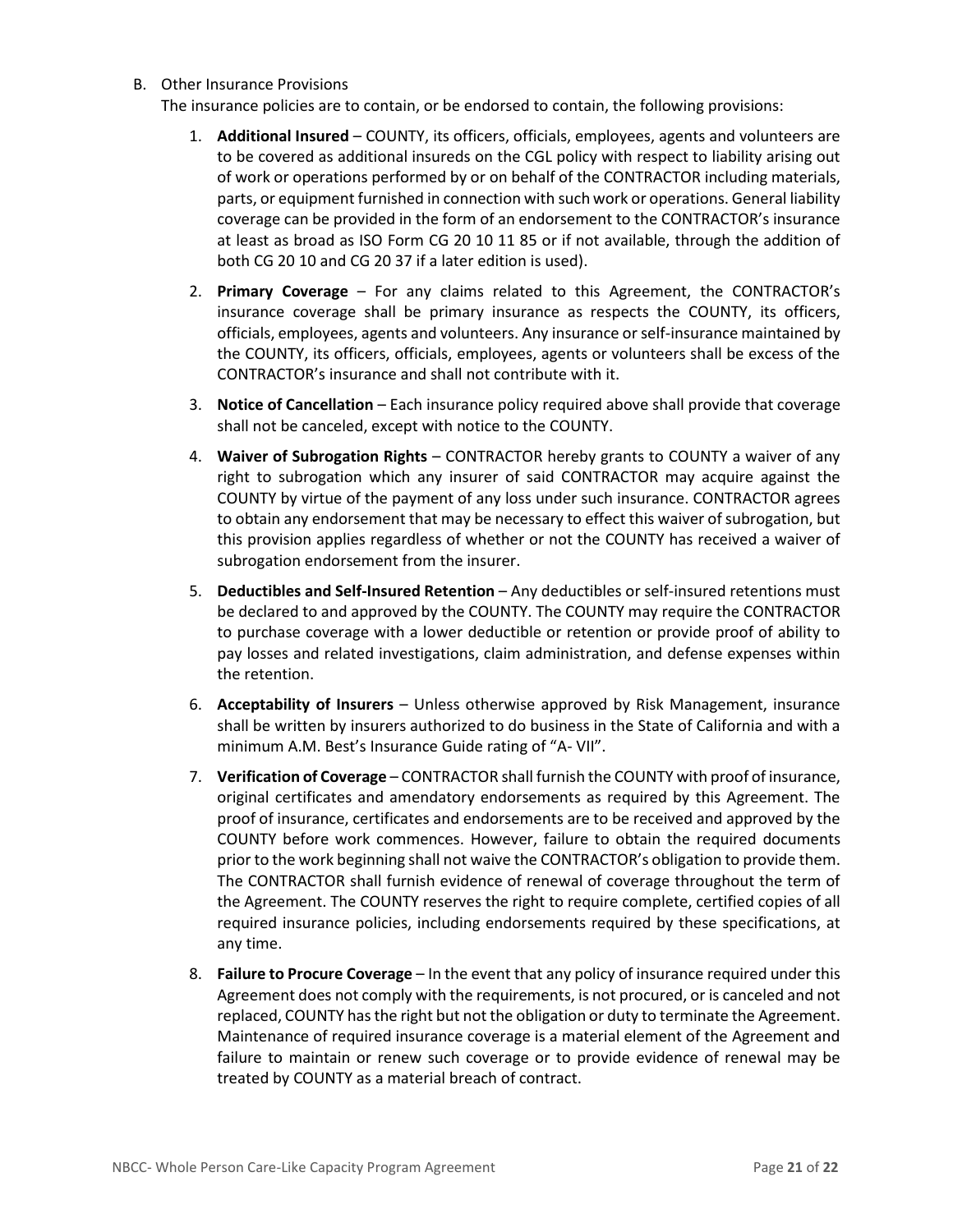B. Other Insurance Provisions

The insurance policies are to contain, or be endorsed to contain, the following provisions:

1. **Additional Insured** – COUNTY, its officers, officials, employees, agents and volunteers are to be covered as additional insureds on the CGL policy with respect to liability arising out of work or operations performed by or on behalf of the CONTRACTOR including materials, parts, or equipment furnished in connection with such work or operations. General liability coverage can be provided in the form of an endorsement to the CONTRACTOR's insurance at least as broad as ISO Form CG 20 10 11 85 or if not available, through the addition of both CG 20 10 and CG 20 37 if a later edition is used).

2. **Primary Coverage** – For any claims related to this Agreement, the CONTRACTOR's insurance coverage shall be primary insurance as respects the COUNTY, its officers, officials, employees, agents and volunteers. Any insurance or self-insurance maintained by the COUNTY, its officers, officials, employees, agents or volunteers shall be excess of the CONTRACTOR's insurance and shall not contribute with it.

3. **Notice of Cancellation** – Each insurance policy required above shall provide that coverage shall not be canceled, except with notice to the COUNTY.

4. **Waiver of Subrogation Rights** – CONTRACTOR hereby grants to COUNTY a waiver of any right to subrogation which any insurer of said CONTRACTOR may acquire against the COUNTY by virtue of the payment of any loss under such insurance. CONTRACTOR agrees to obtain any endorsement that may be necessary to effect this waiver of subrogation, but this provision applies regardless of whether or not the COUNTY has received a waiver of subrogation endorsement from the insurer.

5. **Deductibles and Self-Insured Retention** – Any deductibles or self-insured retentions must be declared to and approved by the COUNTY. The COUNTY may require the CONTRACTOR to purchase coverage with a lower deductible or retention or provide proof of ability to pay losses and related investigations, claim administration, and defense expenses within the retention.

6. **Acceptability of Insurers** – Unless otherwise approved by Risk Management, insurance shall be written by insurers authorized to do business in the State of California and with a minimum A.M. Best's Insurance Guide rating of "A- VII".

7. **Verification of Coverage** – CONTRACTOR shall furnish the COUNTY with proof of insurance, original certificates and amendatory endorsements as required by this Agreement. The proof of insurance, certificates and endorsements are to be received and approved by the COUNTY before work commences. However, failure to obtain the required documents prior to the work beginning shall not waive the CONTRACTOR's obligation to provide them. The CONTRACTOR shall furnish evidence of renewal of coverage throughout the term of the Agreement. The COUNTY reserves the right to require complete, certified copies of all required insurance policies, including endorsements required by these specifications, at any time.

8. **Failure to Procure Coverage** – In the event that any policy of insurance required under this Agreement does not comply with the requirements, is not procured, or is canceled and not replaced, COUNTY has the right but not the obligation or duty to terminate the Agreement. Maintenance of required insurance coverage is a material element of the Agreement and failure to maintain or renew such coverage or to provide evidence of renewal may be treated by COUNTY as a material breach of contract.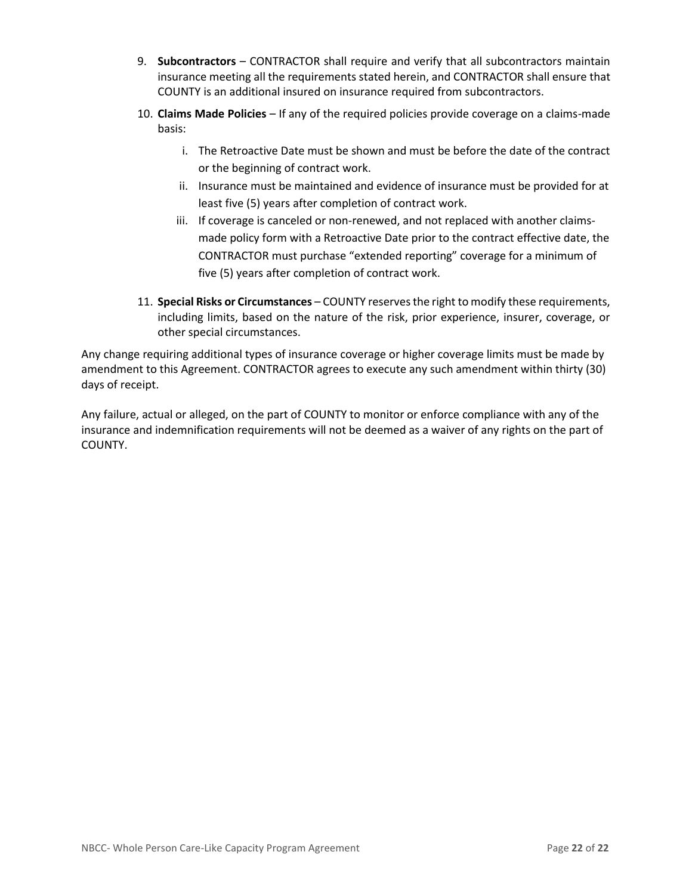9. **Subcontractors** – CONTRACTOR shall require and verify that all subcontractors maintain insurance meeting all the requirements stated herein, and CONTRACTOR shall ensure that COUNTY is an additional insured on insurance required from subcontractors.
10. **Claims Made Policies** – If any of the required policies provide coverage on a claims-made basis:
    i. The Retroactive Date must be shown and must be before the date of the contract or the beginning of contract work.
    ii. Insurance must be maintained and evidence of insurance must be provided for at least five (5) years after completion of contract work.
    iii. If coverage is canceled or non-renewed, and not replaced with another claims-made policy form with a Retroactive Date prior to the contract effective date, the CONTRACTOR must purchase "extended reporting" coverage for a minimum of five (5) years after completion of contract work.
11. **Special Risks or Circumstances** – COUNTY reserves the right to modify these requirements, including limits, based on the nature of the risk, prior experience, insurer, coverage, or other special circumstances.

Any change requiring additional types of insurance coverage or higher coverage limits must be made by amendment to this Agreement. CONTRACTOR agrees to execute any such amendment within thirty (30) days of receipt.

Any failure, actual or alleged, on the part of COUNTY to monitor or enforce compliance with any of the insurance and indemnification requirements will not be deemed as a waiver of any rights on the part of COUNTY.